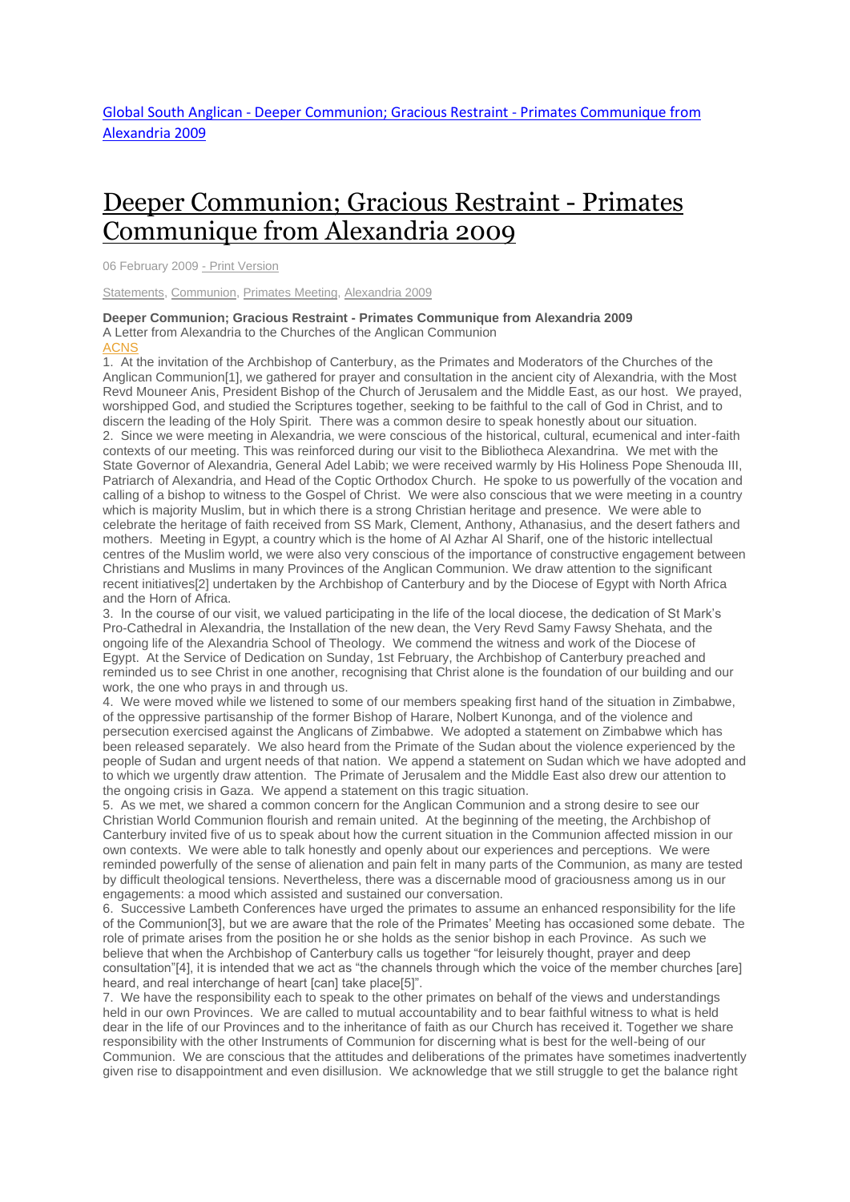Global South Anglican - Deeper Communion; Gracious Restraint - Primates Communique from Alexandria 2009

# Deeper Communion; Gracious Restraint - Primates Communique from Alexandria 2009

06 February 2009 - Print Version

Statements, Communion, Primates Meeting, Alexandria 2009

**Deeper Communion; Gracious Restraint - Primates Communique from Alexandria 2009**

A Letter from Alexandria to the Churches of the Anglican Communion

ACNS

1. At the invitation of the Archbishop of Canterbury, as the Primates and Moderators of the Churches of the Anglican Communion[1], we gathered for prayer and consultation in the ancient city of Alexandria, with the Most Revd Mouneer Anis, President Bishop of the Church of Jerusalem and the Middle East, as our host. We prayed, worshipped God, and studied the Scriptures together, seeking to be faithful to the call of God in Christ, and to discern the leading of the Holy Spirit. There was a common desire to speak honestly about our situation.

2. Since we were meeting in Alexandria, we were conscious of the historical, cultural, ecumenical and inter-faith contexts of our meeting. This was reinforced during our visit to the Bibliotheca Alexandrina. We met with the State Governor of Alexandria, General Adel Labib; we were received warmly by His Holiness Pope Shenouda III, Patriarch of Alexandria, and Head of the Coptic Orthodox Church. He spoke to us powerfully of the vocation and calling of a bishop to witness to the Gospel of Christ. We were also conscious that we were meeting in a country which is majority Muslim, but in which there is a strong Christian heritage and presence. We were able to celebrate the heritage of faith received from SS Mark, Clement, Anthony, Athanasius, and the desert fathers and mothers. Meeting in Egypt, a country which is the home of Al Azhar Al Sharif, one of the historic intellectual centres of the Muslim world, we were also very conscious of the importance of constructive engagement between Christians and Muslims in many Provinces of the Anglican Communion. We draw attention to the significant recent initiatives[2] undertaken by the Archbishop of Canterbury and by the Diocese of Egypt with North Africa and the Horn of Africa.

3. In the course of our visit, we valued participating in the life of the local diocese, the dedication of St Mark's Pro-Cathedral in Alexandria, the Installation of the new dean, the Very Revd Samy Fawsy Shehata, and the ongoing life of the Alexandria School of Theology. We commend the witness and work of the Diocese of Egypt. At the Service of Dedication on Sunday, 1st February, the Archbishop of Canterbury preached and reminded us to see Christ in one another, recognising that Christ alone is the foundation of our building and our work, the one who prays in and through us.

4. We were moved while we listened to some of our members speaking first hand of the situation in Zimbabwe, of the oppressive partisanship of the former Bishop of Harare, Nolbert Kunonga, and of the violence and persecution exercised against the Anglicans of Zimbabwe. We adopted a statement on Zimbabwe which has been released separately. We also heard from the Primate of the Sudan about the violence experienced by the people of Sudan and urgent needs of that nation. We append a statement on Sudan which we have adopted and to which we urgently draw attention. The Primate of Jerusalem and the Middle East also drew our attention to the ongoing crisis in Gaza. We append a statement on this tragic situation.

5. As we met, we shared a common concern for the Anglican Communion and a strong desire to see our Christian World Communion flourish and remain united. At the beginning of the meeting, the Archbishop of Canterbury invited five of us to speak about how the current situation in the Communion affected mission in our own contexts. We were able to talk honestly and openly about our experiences and perceptions. We were reminded powerfully of the sense of alienation and pain felt in many parts of the Communion, as many are tested by difficult theological tensions. Nevertheless, there was a discernable mood of graciousness among us in our engagements: a mood which assisted and sustained our conversation.

6. Successive Lambeth Conferences have urged the primates to assume an enhanced responsibility for the life of the Communion[3], but we are aware that the role of the Primates' Meeting has occasioned some debate. The role of primate arises from the position he or she holds as the senior bishop in each Province. As such we believe that when the Archbishop of Canterbury calls us together "for leisurely thought, prayer and deep consultation"[4], it is intended that we act as "the channels through which the voice of the member churches [are] heard, and real interchange of heart [can] take place[5]".

7. We have the responsibility each to speak to the other primates on behalf of the views and understandings held in our own Provinces. We are called to mutual accountability and to bear faithful witness to what is held dear in the life of our Provinces and to the inheritance of faith as our Church has received it. Together we share responsibility with the other Instruments of Communion for discerning what is best for the well-being of our Communion. We are conscious that the attitudes and deliberations of the primates have sometimes inadvertently given rise to disappointment and even disillusion. We acknowledge that we still struggle to get the balance right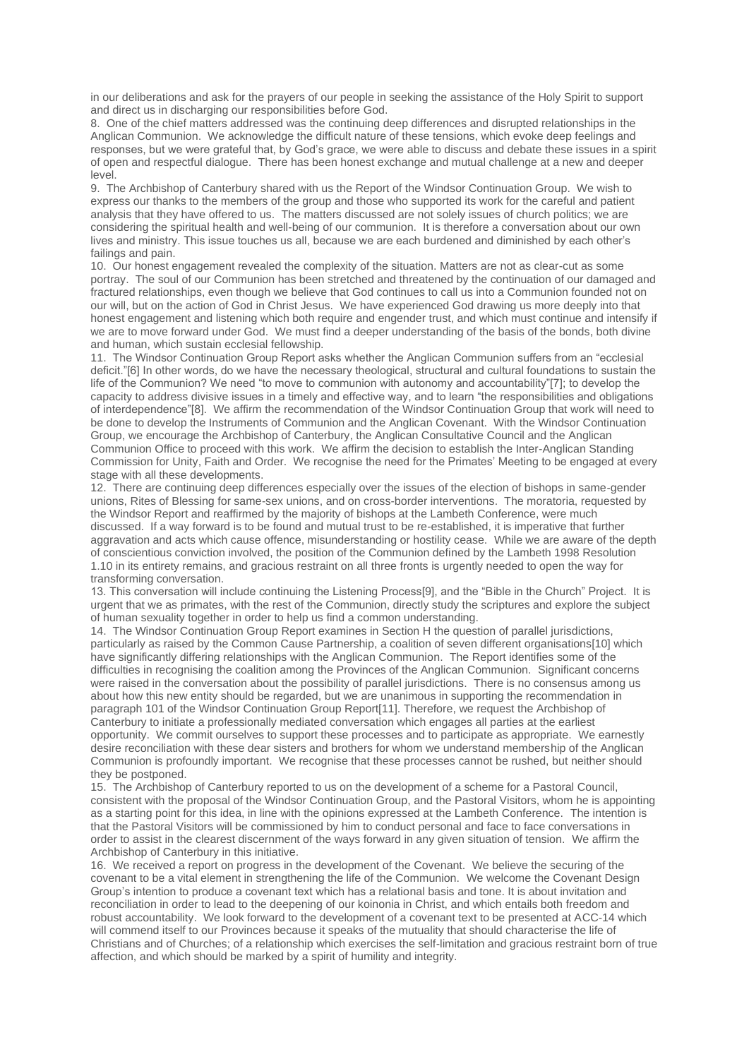in our deliberations and ask for the prayers of our people in seeking the assistance of the Holy Spirit to support and direct us in discharging our responsibilities before God.

8. One of the chief matters addressed was the continuing deep differences and disrupted relationships in the Anglican Communion. We acknowledge the difficult nature of these tensions, which evoke deep feelings and responses, but we were grateful that, by God's grace, we were able to discuss and debate these issues in a spirit of open and respectful dialogue. There has been honest exchange and mutual challenge at a new and deeper level.

9. The Archbishop of Canterbury shared with us the Report of the Windsor Continuation Group. We wish to express our thanks to the members of the group and those who supported its work for the careful and patient analysis that they have offered to us. The matters discussed are not solely issues of church politics; we are considering the spiritual health and well-being of our communion. It is therefore a conversation about our own lives and ministry. This issue touches us all, because we are each burdened and diminished by each other's failings and pain.

10. Our honest engagement revealed the complexity of the situation. Matters are not as clear-cut as some portray. The soul of our Communion has been stretched and threatened by the continuation of our damaged and fractured relationships, even though we believe that God continues to call us into a Communion founded not on our will, but on the action of God in Christ Jesus. We have experienced God drawing us more deeply into that honest engagement and listening which both require and engender trust, and which must continue and intensify if we are to move forward under God. We must find a deeper understanding of the basis of the bonds, both divine and human, which sustain ecclesial fellowship.

11. The Windsor Continuation Group Report asks whether the Anglican Communion suffers from an "ecclesial deficit."[6] In other words, do we have the necessary theological, structural and cultural foundations to sustain the life of the Communion? We need "to move to communion with autonomy and accountability"[7]; to develop the capacity to address divisive issues in a timely and effective way, and to learn "the responsibilities and obligations of interdependence"[8]. We affirm the recommendation of the Windsor Continuation Group that work will need to be done to develop the Instruments of Communion and the Anglican Covenant. With the Windsor Continuation Group, we encourage the Archbishop of Canterbury, the Anglican Consultative Council and the Anglican Communion Office to proceed with this work. We affirm the decision to establish the Inter-Anglican Standing Commission for Unity, Faith and Order. We recognise the need for the Primates' Meeting to be engaged at every stage with all these developments.

12. There are continuing deep differences especially over the issues of the election of bishops in same-gender unions, Rites of Blessing for same-sex unions, and on cross-border interventions. The moratoria, requested by the Windsor Report and reaffirmed by the majority of bishops at the Lambeth Conference, were much discussed. If a way forward is to be found and mutual trust to be re-established, it is imperative that further aggravation and acts which cause offence, misunderstanding or hostility cease. While we are aware of the depth of conscientious conviction involved, the position of the Communion defined by the Lambeth 1998 Resolution 1.10 in its entirety remains, and gracious restraint on all three fronts is urgently needed to open the way for transforming conversation.

13. This conversation will include continuing the Listening Process[9], and the "Bible in the Church" Project. It is urgent that we as primates, with the rest of the Communion, directly study the scriptures and explore the subject of human sexuality together in order to help us find a common understanding.

14. The Windsor Continuation Group Report examines in Section H the question of parallel jurisdictions, particularly as raised by the Common Cause Partnership, a coalition of seven different organisations[10] which have significantly differing relationships with the Anglican Communion. The Report identifies some of the difficulties in recognising the coalition among the Provinces of the Anglican Communion. Significant concerns were raised in the conversation about the possibility of parallel jurisdictions. There is no consensus among us about how this new entity should be regarded, but we are unanimous in supporting the recommendation in paragraph 101 of the Windsor Continuation Group Report[11]. Therefore, we request the Archbishop of Canterbury to initiate a professionally mediated conversation which engages all parties at the earliest opportunity. We commit ourselves to support these processes and to participate as appropriate. We earnestly desire reconciliation with these dear sisters and brothers for whom we understand membership of the Anglican Communion is profoundly important. We recognise that these processes cannot be rushed, but neither should they be postponed.

15. The Archbishop of Canterbury reported to us on the development of a scheme for a Pastoral Council, consistent with the proposal of the Windsor Continuation Group, and the Pastoral Visitors, whom he is appointing as a starting point for this idea, in line with the opinions expressed at the Lambeth Conference. The intention is that the Pastoral Visitors will be commissioned by him to conduct personal and face to face conversations in order to assist in the clearest discernment of the ways forward in any given situation of tension. We affirm the Archbishop of Canterbury in this initiative.

16. We received a report on progress in the development of the Covenant. We believe the securing of the covenant to be a vital element in strengthening the life of the Communion. We welcome the Covenant Design Group's intention to produce a covenant text which has a relational basis and tone. It is about invitation and reconciliation in order to lead to the deepening of our koinonia in Christ, and which entails both freedom and robust accountability. We look forward to the development of a covenant text to be presented at ACC-14 which will commend itself to our Provinces because it speaks of the mutuality that should characterise the life of Christians and of Churches; of a relationship which exercises the self-limitation and gracious restraint born of true affection, and which should be marked by a spirit of humility and integrity.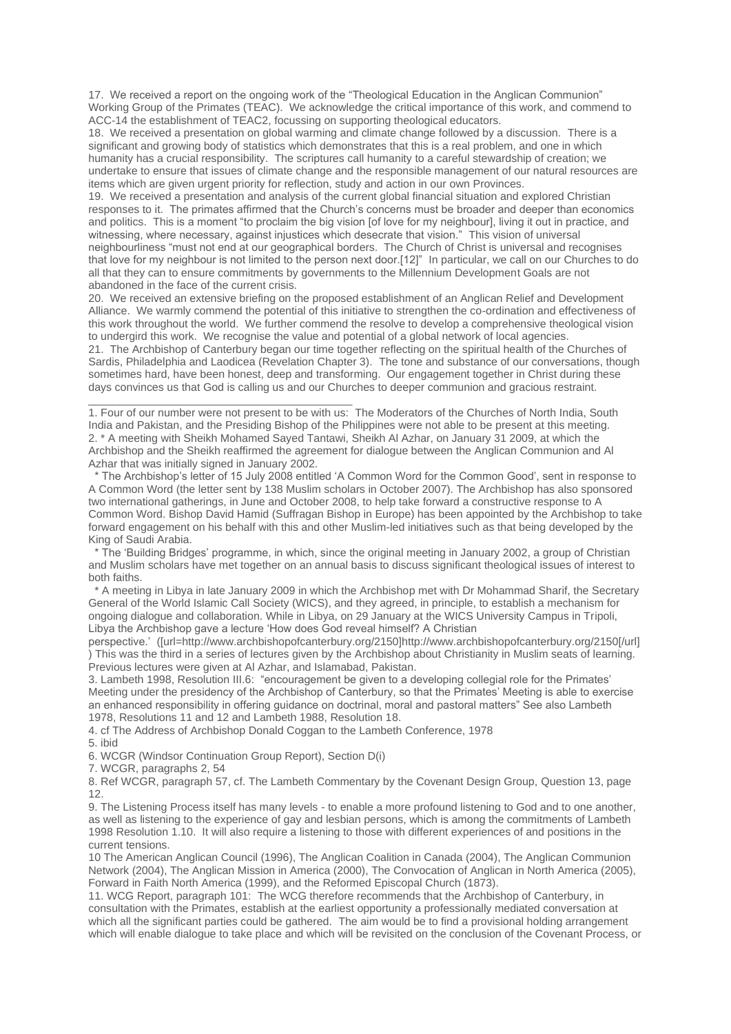17. We received a report on the ongoing work of the "Theological Education in the Anglican Communion" Working Group of the Primates (TEAC). We acknowledge the critical importance of this work, and commend to ACC-14 the establishment of TEAC2, focussing on supporting theological educators.

18. We received a presentation on global warming and climate change followed by a discussion. There is a significant and growing body of statistics which demonstrates that this is a real problem, and one in which humanity has a crucial responsibility. The scriptures call humanity to a careful stewardship of creation; we undertake to ensure that issues of climate change and the responsible management of our natural resources are items which are given urgent priority for reflection, study and action in our own Provinces.

19. We received a presentation and analysis of the current global financial situation and explored Christian responses to it. The primates affirmed that the Church's concerns must be broader and deeper than economics and politics. This is a moment "to proclaim the big vision [of love for my neighbour], living it out in practice, and witnessing, where necessary, against injustices which desecrate that vision." This vision of universal neighbourliness "must not end at our geographical borders. The Church of Christ is universal and recognises that love for my neighbour is not limited to the person next door.[12]" In particular, we call on our Churches to do all that they can to ensure commitments by governments to the Millennium Development Goals are not abandoned in the face of the current crisis.

20. We received an extensive briefing on the proposed establishment of an Anglican Relief and Development Alliance. We warmly commend the potential of this initiative to strengthen the co-ordination and effectiveness of this work throughout the world. We further commend the resolve to develop a comprehensive theological vision to undergird this work. We recognise the value and potential of a global network of local agencies.

21. The Archbishop of Canterbury began our time together reflecting on the spiritual health of the Churches of Sardis, Philadelphia and Laodicea (Revelation Chapter 3). The tone and substance of our conversations, though sometimes hard, have been honest, deep and transforming. Our engagement together in Christ during these days convinces us that God is calling us and our Churches to deeper communion and gracious restraint.

---

1. Four of our number were not present to be with us: The Moderators of the Churches of North India, South India and Pakistan, and the Presiding Bishop of the Philippines were not able to be present at this meeting.

2. * A meeting with Sheikh Mohamed Sayed Tantawi, Sheikh Al Azhar, on January 31 2009, at which the Archbishop and the Sheikh reaffirmed the agreement for dialogue between the Anglican Communion and Al Azhar that was initially signed in January 2002.

 * The Archbishop's letter of 15 July 2008 entitled 'A Common Word for the Common Good', sent in response to A Common Word (the letter sent by 138 Muslim scholars in October 2007). The Archbishop has also sponsored two international gatherings, in June and October 2008, to help take forward a constructive response to A Common Word. Bishop David Hamid (Suffragan Bishop in Europe) has been appointed by the Archbishop to take forward engagement on his behalf with this and other Muslim-led initiatives such as that being developed by the King of Saudi Arabia.

 * The 'Building Bridges' programme, in which, since the original meeting in January 2002, a group of Christian and Muslim scholars have met together on an annual basis to discuss significant theological issues of interest to both faiths.

 * A meeting in Libya in late January 2009 in which the Archbishop met with Dr Mohammad Sharif, the Secretary General of the World Islamic Call Society (WICS), and they agreed, in principle, to establish a mechanism for ongoing dialogue and collaboration. While in Libya, on 29 January at the WICS University Campus in Tripoli, Libya the Archbishop gave a lecture 'How does God reveal himself? A Christian perspective.' ([url=http://www.archbishopofcanterbury.org/2150]http://www.archbishopofcanterbury.org/2150[/url]) This was the third in a series of lectures given by the Archbishop about Christianity in Muslim seats of learning. Previous lectures were given at Al Azhar, and Islamabad, Pakistan.

3. Lambeth 1998, Resolution III.6: "encouragement be given to a developing collegial role for the Primates' Meeting under the presidency of the Archbishop of Canterbury, so that the Primates' Meeting is able to exercise an enhanced responsibility in offering guidance on doctrinal, moral and pastoral matters" See also Lambeth 1978, Resolutions 11 and 12 and Lambeth 1988, Resolution 18.

4. cf The Address of Archbishop Donald Coggan to the Lambeth Conference, 1978

5. ibid

6. WCGR (Windsor Continuation Group Report), Section D(i)

7. WCGR, paragraphs 2, 54

8. Ref WCGR, paragraph 57, cf. The Lambeth Commentary by the Covenant Design Group, Question 13, page 12.

9. The Listening Process itself has many levels - to enable a more profound listening to God and to one another, as well as listening to the experience of gay and lesbian persons, which is among the commitments of Lambeth 1998 Resolution 1.10. It will also require a listening to those with different experiences of and positions in the current tensions.

10 The American Anglican Council (1996), The Anglican Coalition in Canada (2004), The Anglican Communion Network (2004), The Anglican Mission in America (2000), The Convocation of Anglican in North America (2005), Forward in Faith North America (1999), and the Reformed Episcopal Church (1873).

11. WCG Report, paragraph 101: The WCG therefore recommends that the Archbishop of Canterbury, in consultation with the Primates, establish at the earliest opportunity a professionally mediated conversation at which all the significant parties could be gathered. The aim would be to find a provisional holding arrangement which will enable dialogue to take place and which will be revisited on the conclusion of the Covenant Process, or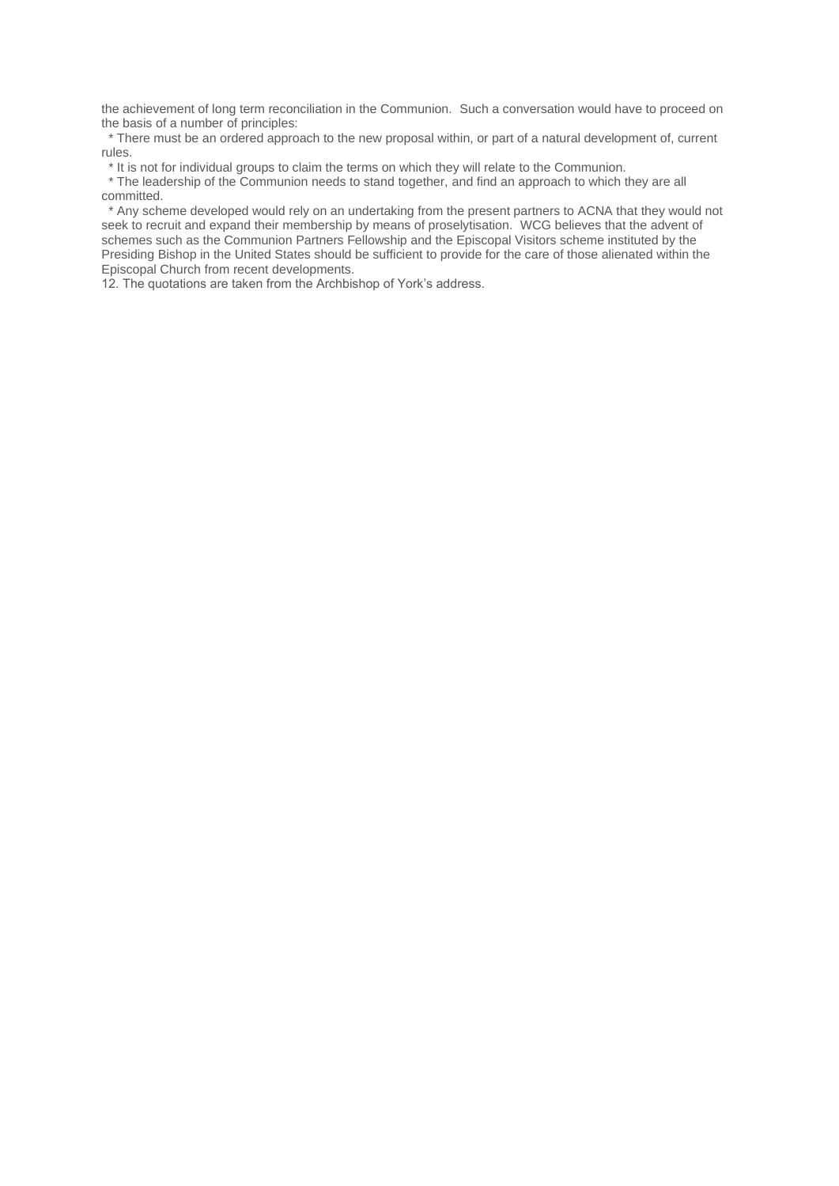the achievement of long term reconciliation in the Communion. Such a conversation would have to proceed on the basis of a number of principles:

* There must be an ordered approach to the new proposal within, or part of a natural development of, current rules.
* It is not for individual groups to claim the terms on which they will relate to the Communion.
* The leadership of the Communion needs to stand together, and find an approach to which they are all committed.
* Any scheme developed would rely on an undertaking from the present partners to ACNA that they would not seek to recruit and expand their membership by means of proselytisation. WCG believes that the advent of schemes such as the Communion Partners Fellowship and the Episcopal Visitors scheme instituted by the Presiding Bishop in the United States should be sufficient to provide for the care of those alienated within the Episcopal Church from recent developments.

12. The quotations are taken from the Archbishop of York's address.